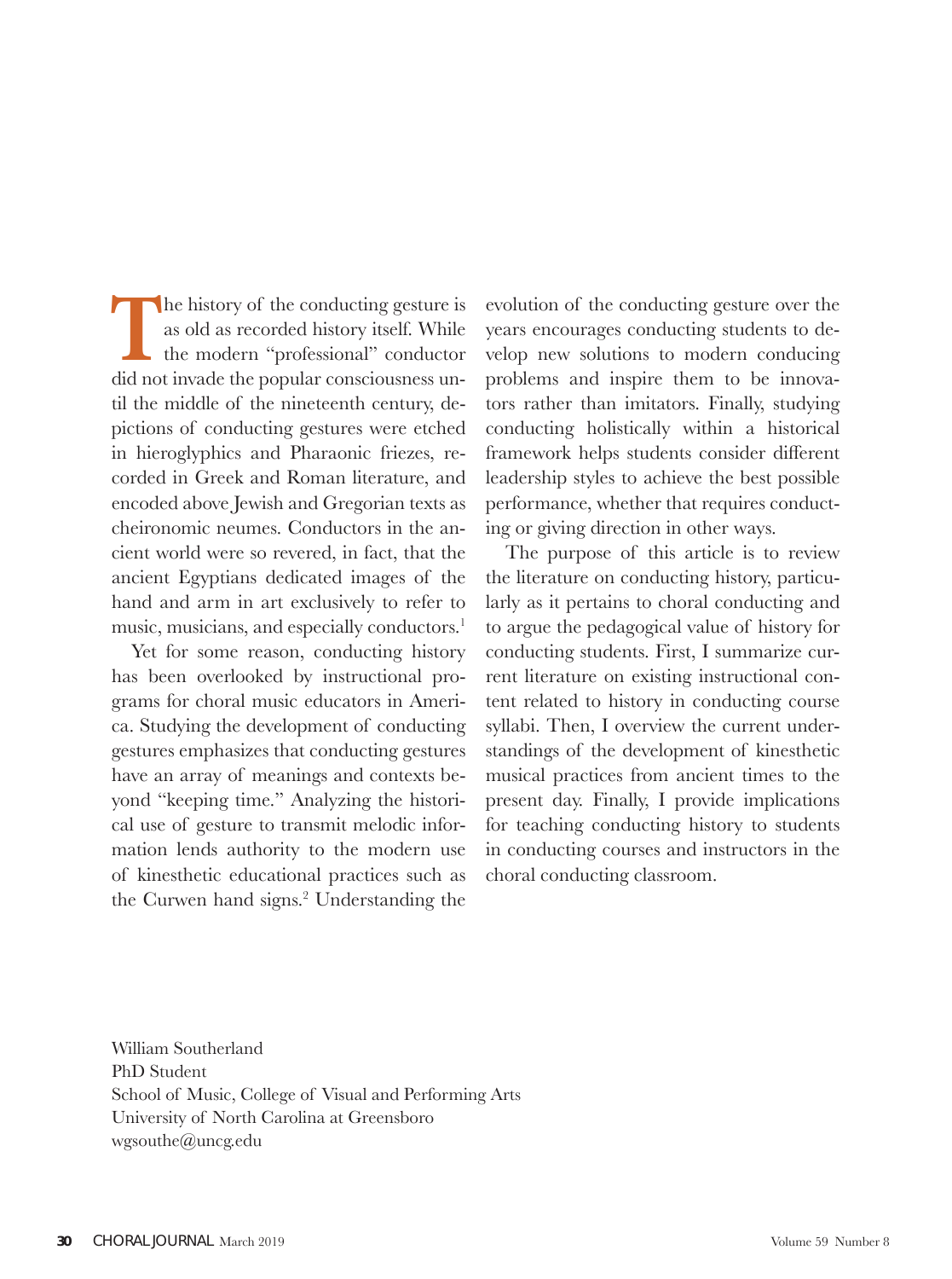The history of the conducting gesture is as old as recorded history itself. While the modern "professional" conductor did not invade the popular consciousness until the middle of the nineteenth century, depictions of conducting gestures were etched in hieroglyphics and Pharaonic friezes, recorded in Greek and Roman literature, and encoded above Jewish and Gregorian texts as cheironomic neumes. Conductors in the ancient world were so revered, in fact, that the ancient Egyptians dedicated images of the hand and arm in art exclusively to refer to music, musicians, and especially conductors.[1]

Yet for some reason, conducting history has been overlooked by instructional programs for choral music educators in America. Studying the development of conducting gestures emphasizes that conducting gestures have an array of meanings and contexts beyond "keeping time." Analyzing the historical use of gesture to transmit melodic information lends authority to the modern use of kinesthetic educational practices such as the Curwen hand signs.[2] Understanding the evolution of the conducting gesture over the years encourages conducting students to develop new solutions to modern conducing problems and inspire them to be innovators rather than imitators. Finally, studying conducting holistically within a historical framework helps students consider different leadership styles to achieve the best possible performance, whether that requires conducting or giving direction in other ways.

The purpose of this article is to review the literature on conducting history, particularly as it pertains to choral conducting and to argue the pedagogical value of history for conducting students. First, I summarize current literature on existing instructional content related to history in conducting course syllabi. Then, I overview the current understandings of the development of kinesthetic musical practices from ancient times to the present day. Finally, I provide implications for teaching conducting history to students in conducting courses and instructors in the choral conducting classroom.

William Southerland
PhD Student
School of Music, College of Visual and Performing Arts
University of North Carolina at Greensboro
wgsouthe@uncg.edu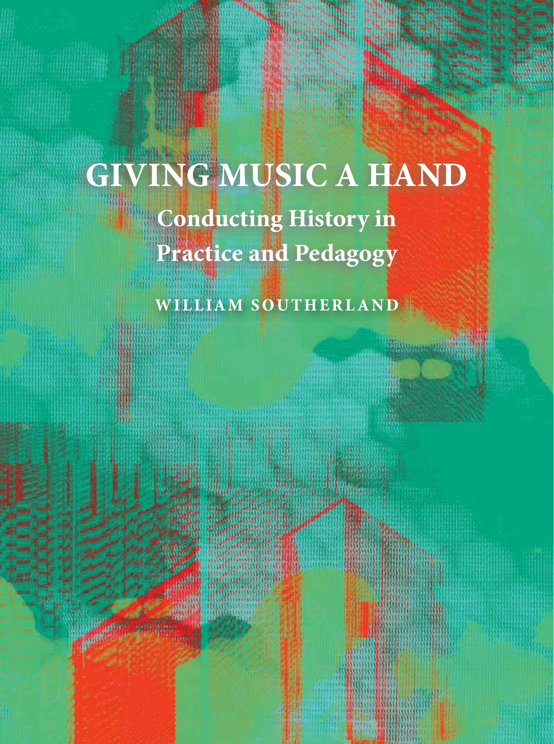# GIVING MUSIC A HAND

## Conducting History in Practice and Pedagogy

WILLIAM SOUTHERLAND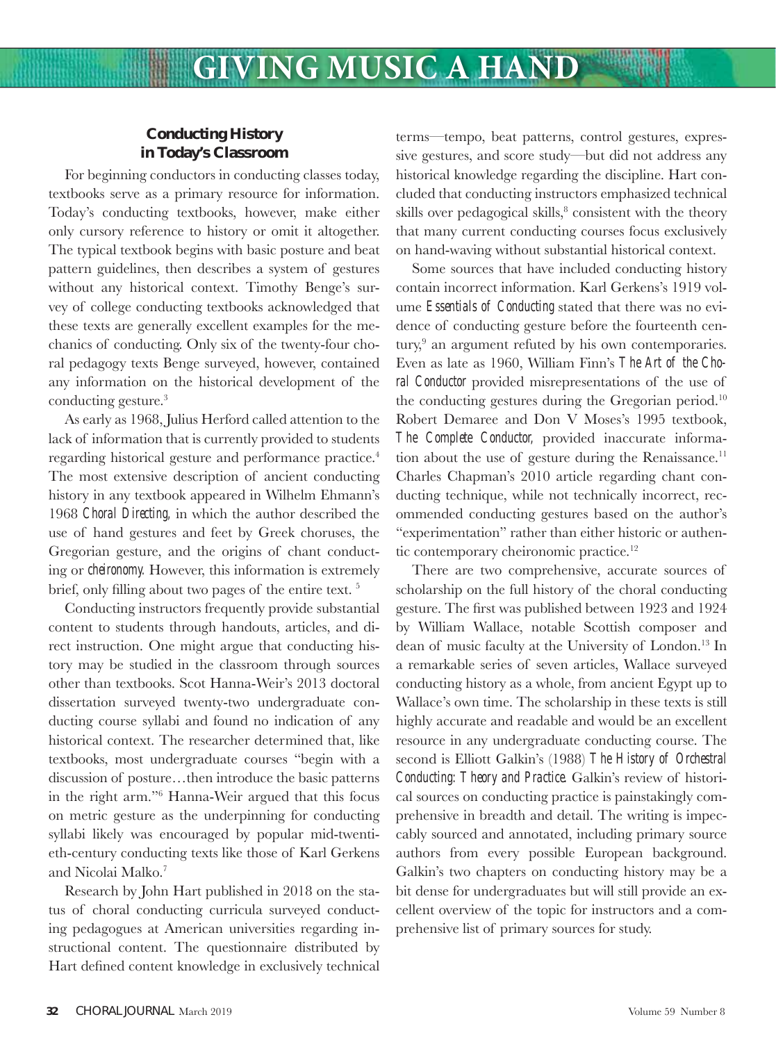## Conducting History in Today's Classroom

For beginning conductors in conducting classes today, textbooks serve as a primary resource for information. Today's conducting textbooks, however, make either only cursory reference to history or omit it altogether. The typical textbook begins with basic posture and beat pattern guidelines, then describes a system of gestures without any historical context. Timothy Benge's survey of college conducting textbooks acknowledged that these texts are generally excellent examples for the mechanics of conducting. Only six of the twenty-four choral pedagogy texts Benge surveyed, however, contained any information on the historical development of the conducting gesture.[3]

As early as 1968, Julius Herford called attention to the lack of information that is currently provided to students regarding historical gesture and performance practice.[4] The most extensive description of ancient conducting history in any textbook appeared in Wilhelm Ehmann's 1968 *Choral Directing*, in which the author described the use of hand gestures and feet by Greek choruses, the Gregorian gesture, and the origins of chant conducting or *cheironomy*. However, this information is extremely brief, only filling about two pages of the entire text.[5]

Conducting instructors frequently provide substantial content to students through handouts, articles, and direct instruction. One might argue that conducting history may be studied in the classroom through sources other than textbooks. Scot Hanna-Weir's 2013 doctoral dissertation surveyed twenty-two undergraduate conducting course syllabi and found no indication of any historical context. The researcher determined that, like textbooks, most undergraduate courses "begin with a discussion of posture…then introduce the basic patterns in the right arm."[6] Hanna-Weir argued that this focus on metric gesture as the underpinning for conducting syllabi likely was encouraged by popular mid-twentieth-century conducting texts like those of Karl Gerkens and Nicolai Malko.[7]

Research by John Hart published in 2018 on the status of choral conducting curricula surveyed conducting pedagogues at American universities regarding instructional content. The questionnaire distributed by Hart defined content knowledge in exclusively technical terms—tempo, beat patterns, control gestures, expressive gestures, and score study—but did not address any historical knowledge regarding the discipline. Hart concluded that conducting instructors emphasized technical skills over pedagogical skills,[8] consistent with the theory that many current conducting courses focus exclusively on hand-waving without substantial historical context.

Some sources that have included conducting history contain incorrect information. Karl Gerkens's 1919 volume *Essentials of Conducting* stated that there was no evidence of conducting gesture before the fourteenth century,[9] an argument refuted by his own contemporaries. Even as late as 1960, William Finn's *The Art of the Choral Conductor* provided misrepresentations of the use of the conducting gestures during the Gregorian period.[10] Robert Demaree and Don V Moses's 1995 textbook, *The Complete Conductor*, provided inaccurate information about the use of gesture during the Renaissance.[11] Charles Chapman's 2010 article regarding chant conducting technique, while not technically incorrect, recommended conducting gestures based on the author's "experimentation" rather than either historic or authentic contemporary cheironomic practice.[12]

There are two comprehensive, accurate sources of scholarship on the full history of the choral conducting gesture. The first was published between 1923 and 1924 by William Wallace, notable Scottish composer and dean of music faculty at the University of London.[13] In a remarkable series of seven articles, Wallace surveyed conducting history as a whole, from ancient Egypt up to Wallace's own time. The scholarship in these texts is still highly accurate and readable and would be an excellent resource in any undergraduate conducting course. The second is Elliott Galkin's (1988) *The History of Orchestral Conducting: Theory and Practice*. Galkin's review of historical sources on conducting practice is painstakingly comprehensive in breadth and detail. The writing is impeccably sourced and annotated, including primary source authors from every possible European background. Galkin's two chapters on conducting history may be a bit dense for undergraduates but will still provide an excellent overview of the topic for instructors and a comprehensive list of primary sources for study.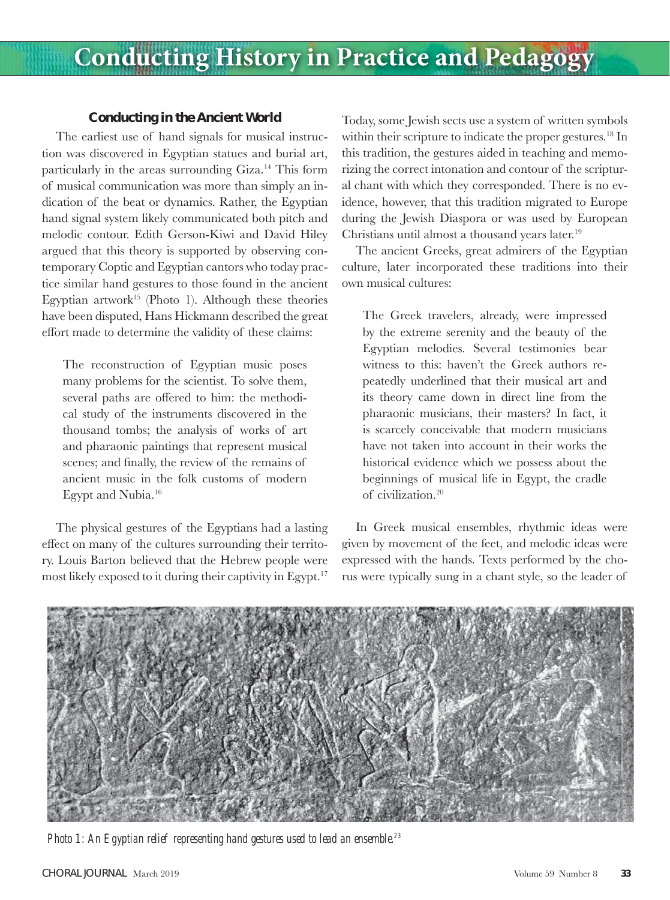# Conducting History in Practice and Pedagogy

### Conducting in the Ancient World

The earliest use of hand signals for musical instruction was discovered in Egyptian statues and burial art, particularly in the areas surrounding Giza.[14] This form of musical communication was more than simply an indication of the beat or dynamics. Rather, the Egyptian hand signal system likely communicated both pitch and melodic contour. Edith Gerson-Kiwi and David Hiley argued that this theory is supported by observing contemporary Coptic and Egyptian cantors who today practice similar hand gestures to those found in the ancient Egyptian artwork[15] (Photo 1). Although these theories have been disputed, Hans Hickmann described the great effort made to determine the validity of these claims:

> The reconstruction of Egyptian music poses many problems for the scientist. To solve them, several paths are offered to him: the methodical study of the instruments discovered in the thousand tombs; the analysis of works of art and pharaonic paintings that represent musical scenes; and finally, the review of the remains of ancient music in the folk customs of modern Egypt and Nubia.[16]

The physical gestures of the Egyptians had a lasting effect on many of the cultures surrounding their territory. Louis Barton believed that the Hebrew people were most likely exposed to it during their captivity in Egypt.[17] Today, some Jewish sects use a system of written symbols within their scripture to indicate the proper gestures.[18] In this tradition, the gestures aided in teaching and memorizing the correct intonation and contour of the scriptural chant with which they corresponded. There is no evidence, however, that this tradition migrated to Europe during the Jewish Diaspora or was used by European Christians until almost a thousand years later.[19]

The ancient Greeks, great admirers of the Egyptian culture, later incorporated these traditions into their own musical cultures:

> The Greek travelers, already, were impressed by the extreme serenity and the beauty of the Egyptian melodies. Several testimonies bear witness to this: haven't the Greek authors repeatedly underlined that their musical art and its theory came down in direct line from the pharaonic musicians, their masters? In fact, it is scarcely conceivable that modern musicians have not taken into account in their works the historical evidence which we possess about the beginnings of musical life in Egypt, the cradle of civilization.[20]

In Greek musical ensembles, rhythmic ideas were given by movement of the feet, and melodic ideas were expressed with the hands. Texts performed by the chorus were typically sung in a chant style, so the leader of

*Photo 1: An Egyptian relief representing hand gestures used to lead an ensemble.[23]*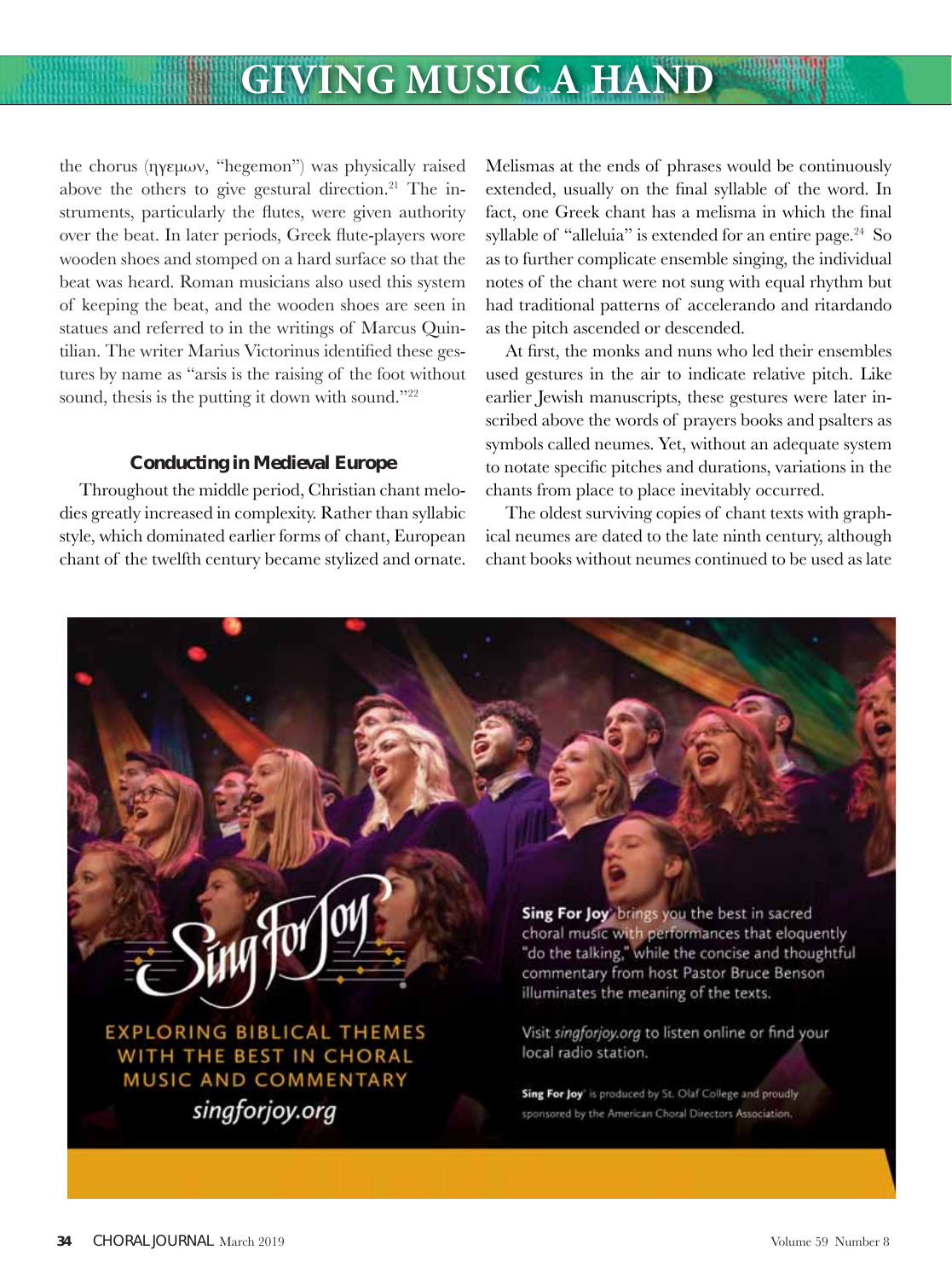the chorus (ηγεμων, "hegemon") was physically raised above the others to give gestural direction.[21] The instruments, particularly the flutes, were given authority over the beat. In later periods, Greek flute-players wore wooden shoes and stomped on a hard surface so that the beat was heard. Roman musicians also used this system of keeping the beat, and the wooden shoes are seen in statues and referred to in the writings of Marcus Quintilian. The writer Marius Victorinus identified these gestures by name as "arsis is the raising of the foot without sound, thesis is the putting it down with sound."[22]

### Conducting in Medieval Europe

Throughout the middle period, Christian chant melodies greatly increased in complexity. Rather than syllabic style, which dominated earlier forms of chant, European chant of the twelfth century became stylized and ornate. Melismas at the ends of phrases would be continuously extended, usually on the final syllable of the word. In fact, one Greek chant has a melisma in which the final syllable of "alleluia" is extended for an entire page.[24] So as to further complicate ensemble singing, the individual notes of the chant were not sung with equal rhythm but had traditional patterns of accelerando and ritardando as the pitch ascended or descended.

At first, the monks and nuns who led their ensembles used gestures in the air to indicate relative pitch. Like earlier Jewish manuscripts, these gestures were later inscribed above the words of prayers books and psalters as symbols called neumes. Yet, without an adequate system to notate specific pitches and durations, variations in the chants from place to place inevitably occurred.

The oldest surviving copies of chant texts with graphical neumes are dated to the late ninth century, although chant books without neumes continued to be used as late

**Sing For Joy** brings you the best in sacred choral music with performances that eloquently "do the talking," while the concise and thoughtful commentary from host Pastor Bruce Benson illuminates the meaning of the texts.

Visit *singforjoy.org* to listen online or find your local radio station.

**Sing For Joy**® is produced by St. Olaf College and proudly sponsored by the American Choral Directors Association.

EXPLORING BIBLICAL THEMES WITH THE BEST IN CHORAL MUSIC AND COMMENTARY

*singforjoy.org*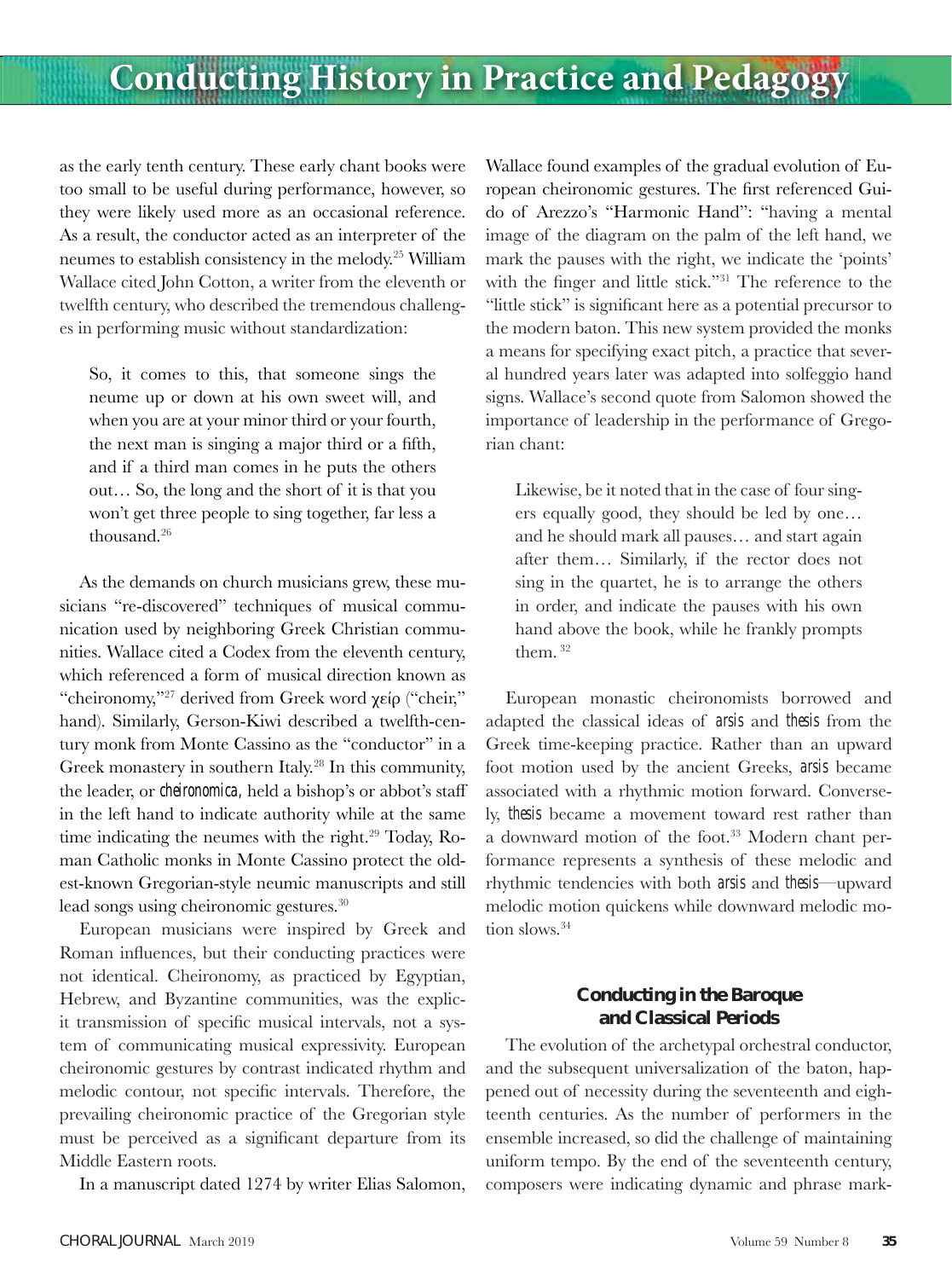as the early tenth century. These early chant books were too small to be useful during performance, however, so they were likely used more as an occasional reference. As a result, the conductor acted as an interpreter of the neumes to establish consistency in the melody.[25] William Wallace cited John Cotton, a writer from the eleventh or twelfth century, who described the tremendous challenges in performing music without standardization:

> So, it comes to this, that someone sings the neume up or down at his own sweet will, and when you are at your minor third or your fourth, the next man is singing a major third or a fifth, and if a third man comes in he puts the others out… So, the long and the short of it is that you won't get three people to sing together, far less a thousand.[26]

As the demands on church musicians grew, these musicians "re-discovered" techniques of musical communication used by neighboring Greek Christian communities. Wallace cited a Codex from the eleventh century, which referenced a form of musical direction known as "cheironomy,"[27] derived from Greek word χείρ ("cheir," hand). Similarly, Gerson-Kiwi described a twelfth-century monk from Monte Cassino as the "conductor" in a Greek monastery in southern Italy.[28] In this community, the leader, or *cheironomica*, held a bishop's or abbot's staff in the left hand to indicate authority while at the same time indicating the neumes with the right.[29] Today, Roman Catholic monks in Monte Cassino protect the oldest-known Gregorian-style neumic manuscripts and still lead songs using cheironomic gestures.[30]

European musicians were inspired by Greek and Roman influences, but their conducting practices were not identical. Cheironomy, as practiced by Egyptian, Hebrew, and Byzantine communities, was the explicit transmission of specific musical intervals, not a system of communicating musical expressivity. European cheironomic gestures by contrast indicated rhythm and melodic contour, not specific intervals. Therefore, the prevailing cheironomic practice of the Gregorian style must be perceived as a significant departure from its Middle Eastern roots.

In a manuscript dated 1274 by writer Elias Salomon, Wallace found examples of the gradual evolution of European cheironomic gestures. The first referenced Guido of Arezzo's "Harmonic Hand": "having a mental image of the diagram on the palm of the left hand, we mark the pauses with the right, we indicate the 'points' with the finger and little stick."[31] The reference to the "little stick" is significant here as a potential precursor to the modern baton. This new system provided the monks a means for specifying exact pitch, a practice that several hundred years later was adapted into solfeggio hand signs. Wallace's second quote from Salomon showed the importance of leadership in the performance of Gregorian chant:

> Likewise, be it noted that in the case of four singers equally good, they should be led by one… and he should mark all pauses… and start again after them… Similarly, if the rector does not sing in the quartet, he is to arrange the others in order, and indicate the pauses with his own hand above the book, while he frankly prompts them.[32]

European monastic cheironomists borrowed and adapted the classical ideas of *arsis* and *thesis* from the Greek time-keeping practice. Rather than an upward foot motion used by the ancient Greeks, *arsis* became associated with a rhythmic motion forward. Conversely, *thesis* became a movement toward rest rather than a downward motion of the foot.[33] Modern chant performance represents a synthesis of these melodic and rhythmic tendencies with both *arsis* and *thesis*—upward melodic motion quickens while downward melodic motion slows.[34]

## Conducting in the Baroque and Classical Periods

The evolution of the archetypal orchestral conductor, and the subsequent universalization of the baton, happened out of necessity during the seventeenth and eighteenth centuries. As the number of performers in the ensemble increased, so did the challenge of maintaining uniform tempo. By the end of the seventeenth century, composers were indicating dynamic and phrase mark-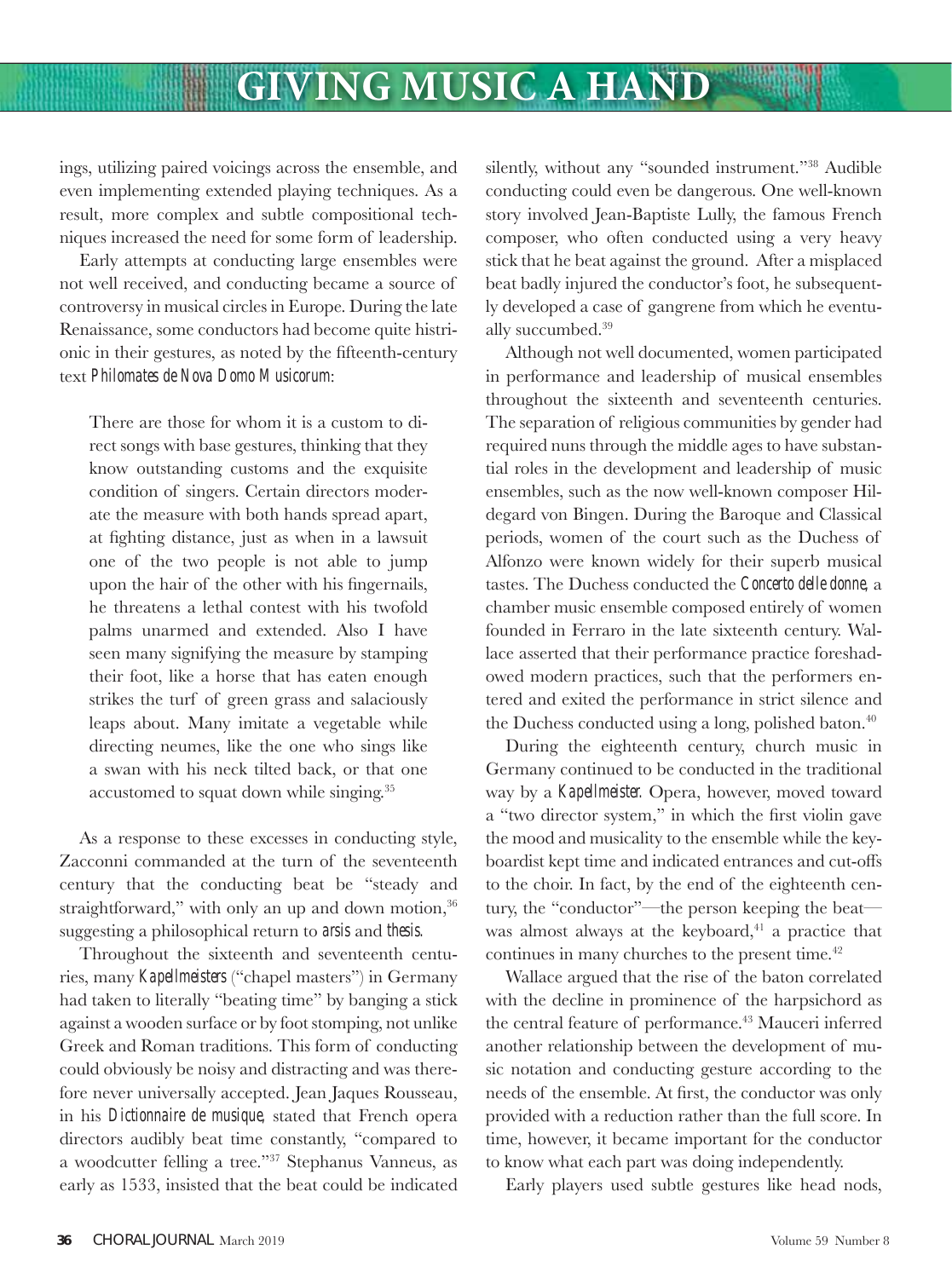ings, utilizing paired voicings across the ensemble, and even implementing extended playing techniques. As a result, more complex and subtle compositional techniques increased the need for some form of leadership.

Early attempts at conducting large ensembles were not well received, and conducting became a source of controversy in musical circles in Europe. During the late Renaissance, some conductors had become quite histrionic in their gestures, as noted by the fifteenth-century text *Philomates de Nova Domo Musicorum*:

> There are those for whom it is a custom to direct songs with base gestures, thinking that they know outstanding customs and the exquisite condition of singers. Certain directors moderate the measure with both hands spread apart, at fighting distance, just as when in a lawsuit one of the two people is not able to jump upon the hair of the other with his fingernails, he threatens a lethal contest with his twofold palms unarmed and extended. Also I have seen many signifying the measure by stamping their foot, like a horse that has eaten enough strikes the turf of green grass and salaciously leaps about. Many imitate a vegetable while directing neumes, like the one who sings like a swan with his neck tilted back, or that one accustomed to squat down while singing.[35]

As a response to these excesses in conducting style, Zacconi commanded at the turn of the seventeenth century that the conducting beat be "steady and straightforward," with only an up and down motion,[36] suggesting a philosophical return to *arsis* and *thesis*.

Throughout the sixteenth and seventeenth centuries, many *Kapellmeisters* ("chapel masters") in Germany had taken to literally "beating time" by banging a stick against a wooden surface or by foot stomping, not unlike Greek and Roman traditions. This form of conducting could obviously be noisy and distracting and was therefore never universally accepted. Jean Jaques Rousseau, in his *Dictionnaire de musique*, stated that French opera directors audibly beat time constantly, "compared to a woodcutter felling a tree."[37] Stephanus Vanneus, as early as 1533, insisted that the beat could be indicated silently, without any "sounded instrument."[38] Audible conducting could even be dangerous. One well-known story involved Jean-Baptiste Lully, the famous French composer, who often conducted using a very heavy stick that he beat against the ground. After a misplaced beat badly injured the conductor's foot, he subsequently developed a case of gangrene from which he eventually succumbed.[39]

Although not well documented, women participated in performance and leadership of musical ensembles throughout the sixteenth and seventeenth centuries. The separation of religious communities by gender had required nuns through the middle ages to have substantial roles in the development and leadership of music ensembles, such as the now well-known composer Hildegard von Bingen. During the Baroque and Classical periods, women of the court such as the Duchess of Alfonzo were known widely for their superb musical tastes. The Duchess conducted the *Concerto delle donne*, a chamber music ensemble composed entirely of women founded in Ferraro in the late sixteenth century. Wallace asserted that their performance practice foreshadowed modern practices, such that the performers entered and exited the performance in strict silence and the Duchess conducted using a long, polished baton.[40]

During the eighteenth century, church music in Germany continued to be conducted in the traditional way by a *Kapellmeister*. Opera, however, moved toward a "two director system," in which the first violin gave the mood and musicality to the ensemble while the keyboardist kept time and indicated entrances and cut-offs to the choir. In fact, by the end of the eighteenth century, the "conductor"—the person keeping the beat—was almost always at the keyboard,[41] a practice that continues in many churches to the present time.[42]

Wallace argued that the rise of the baton correlated with the decline in prominence of the harpsichord as the central feature of performance.[43] Mauceri inferred another relationship between the development of music notation and conducting gesture according to the needs of the ensemble. At first, the conductor was only provided with a reduction rather than the full score. In time, however, it became important for the conductor to know what each part was doing independently.

Early players used subtle gestures like head nods,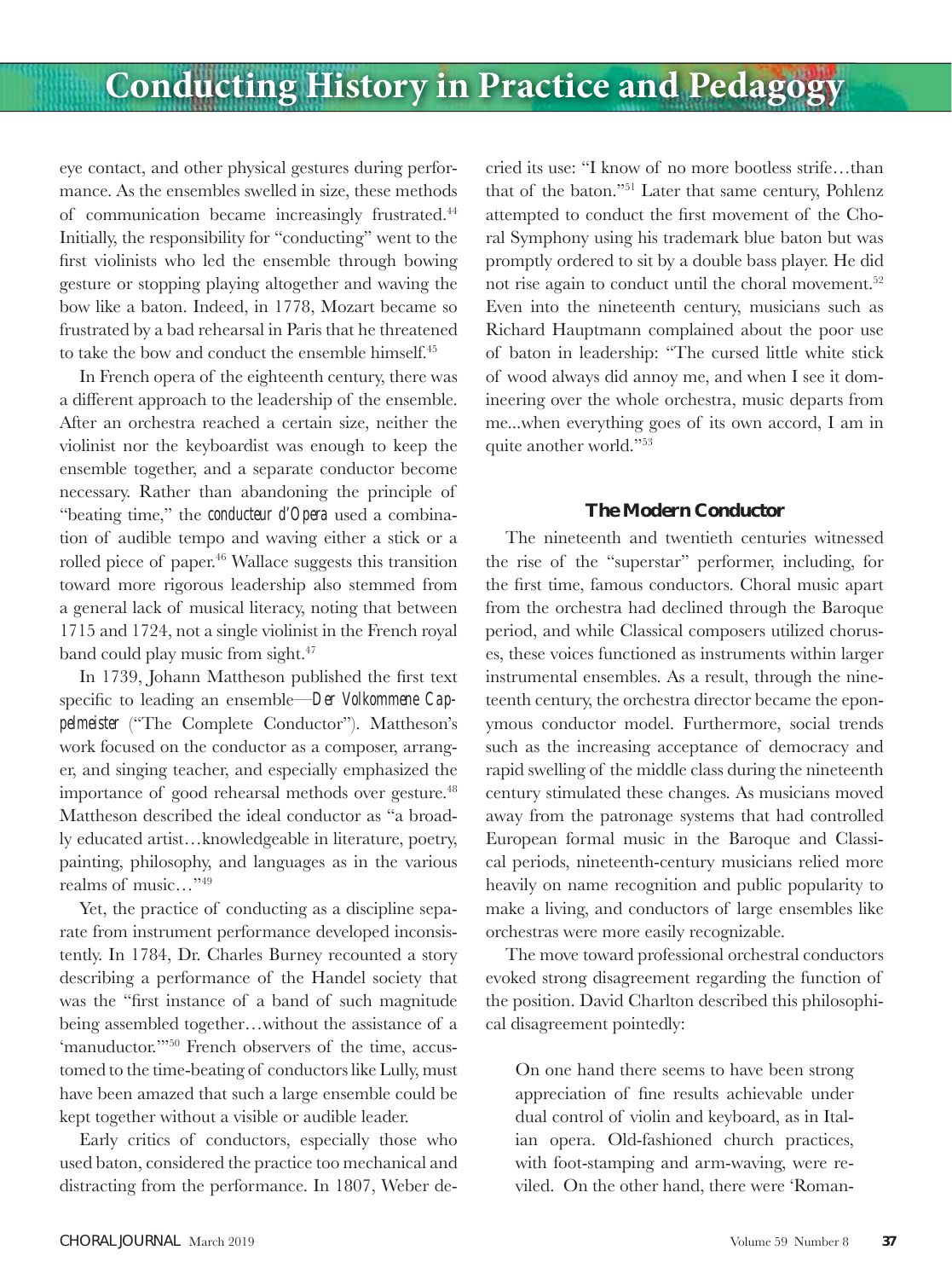eye contact, and other physical gestures during performance. As the ensembles swelled in size, these methods of communication became increasingly frustrated.[44] Initially, the responsibility for "conducting" went to the first violinists who led the ensemble through bowing gesture or stopping playing altogether and waving the bow like a baton. Indeed, in 1778, Mozart became so frustrated by a bad rehearsal in Paris that he threatened to take the bow and conduct the ensemble himself.[45]

In French opera of the eighteenth century, there was a different approach to the leadership of the ensemble. After an orchestra reached a certain size, neither the violinist nor the keyboardist was enough to keep the ensemble together, and a separate conductor become necessary. Rather than abandoning the principle of "beating time," the *conducteur d'Opera* used a combination of audible tempo and waving either a stick or a rolled piece of paper.[46] Wallace suggests this transition toward more rigorous leadership also stemmed from a general lack of musical literacy, noting that between 1715 and 1724, not a single violinist in the French royal band could play music from sight.[47]

In 1739, Johann Mattheson published the first text specific to leading an ensemble—*Der Volkommene Cappelmeister* ("The Complete Conductor"). Mattheson's work focused on the conductor as a composer, arranger, and singing teacher, and especially emphasized the importance of good rehearsal methods over gesture.[48] Mattheson described the ideal conductor as "a broadly educated artist…knowledgeable in literature, poetry, painting, philosophy, and languages as in the various realms of music…"[49]

Yet, the practice of conducting as a discipline separate from instrument performance developed inconsistently. In 1784, Dr. Charles Burney recounted a story describing a performance of the Handel society that was the "first instance of a band of such magnitude being assembled together…without the assistance of a 'manuductor.'"[50] French observers of the time, accustomed to the time-beating of conductors like Lully, must have been amazed that such a large ensemble could be kept together without a visible or audible leader.

Early critics of conductors, especially those who used baton, considered the practice too mechanical and distracting from the performance. In 1807, Weber decried its use: "I know of no more bootless strife…than that of the baton."[51] Later that same century, Pohlenz attempted to conduct the first movement of the Choral Symphony using his trademark blue baton but was promptly ordered to sit by a double bass player. He did not rise again to conduct until the choral movement.[52] Even into the nineteenth century, musicians such as Richard Hauptmann complained about the poor use of baton in leadership: "The cursed little white stick of wood always did annoy me, and when I see it domineering over the whole orchestra, music departs from me...when everything goes of its own accord, I am in quite another world."[53]

### The Modern Conductor

The nineteenth and twentieth centuries witnessed the rise of the "superstar" performer, including, for the first time, famous conductors. Choral music apart from the orchestra had declined through the Baroque period, and while Classical composers utilized choruses, these voices functioned as instruments within larger instrumental ensembles. As a result, through the nineteenth century, the orchestra director became the eponymous conductor model. Furthermore, social trends such as the increasing acceptance of democracy and rapid swelling of the middle class during the nineteenth century stimulated these changes. As musicians moved away from the patronage systems that had controlled European formal music in the Baroque and Classical periods, nineteenth-century musicians relied more heavily on name recognition and public popularity to make a living, and conductors of large ensembles like orchestras were more easily recognizable.

The move toward professional orchestral conductors evoked strong disagreement regarding the function of the position. David Charlton described this philosophical disagreement pointedly:

> On one hand there seems to have been strong appreciation of fine results achievable under dual control of violin and keyboard, as in Italian opera. Old-fashioned church practices, with foot-stamping and arm-waving, were reviled. On the other hand, there were 'Roman-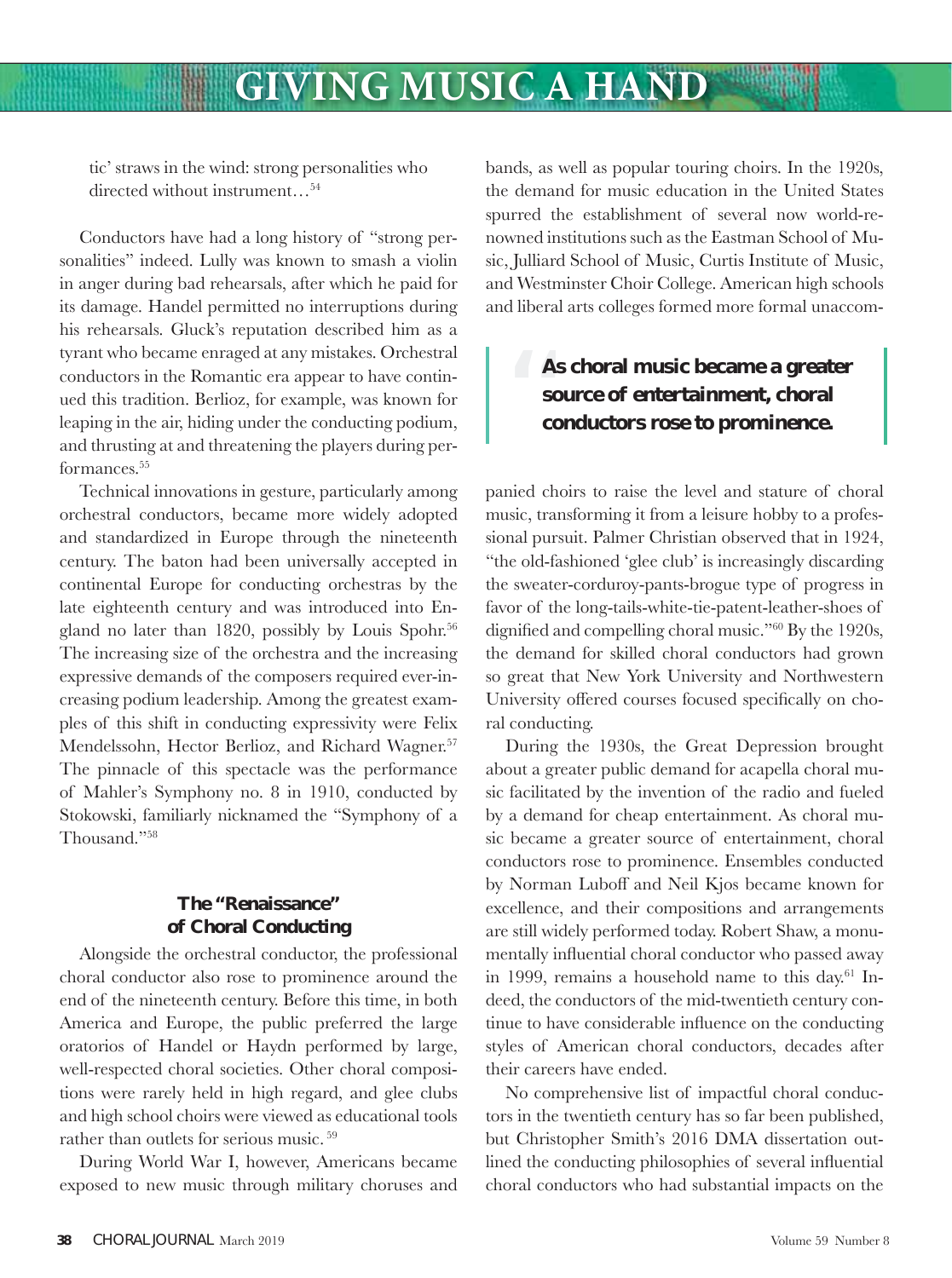tic' straws in the wind: strong personalities who directed without instrument…[54]

Conductors have had a long history of "strong personalities" indeed. Lully was known to smash a violin in anger during bad rehearsals, after which he paid for its damage. Handel permitted no interruptions during his rehearsals. Gluck's reputation described him as a tyrant who became enraged at any mistakes. Orchestral conductors in the Romantic era appear to have continued this tradition. Berlioz, for example, was known for leaping in the air, hiding under the conducting podium, and thrusting at and threatening the players during performances.[55]

Technical innovations in gesture, particularly among orchestral conductors, became more widely adopted and standardized in Europe through the nineteenth century. The baton had been universally accepted in continental Europe for conducting orchestras by the late eighteenth century and was introduced into England no later than 1820, possibly by Louis Spohr.[56] The increasing size of the orchestra and the increasing expressive demands of the composers required ever-increasing podium leadership. Among the greatest examples of this shift in conducting expressivity were Felix Mendelssohn, Hector Berlioz, and Richard Wagner.[57] The pinnacle of this spectacle was the performance of Mahler's Symphony no. 8 in 1910, conducted by Stokowski, familiarly nicknamed the "Symphony of a Thousand."[58]

### The "Renaissance" of Choral Conducting

Alongside the orchestral conductor, the professional choral conductor also rose to prominence around the end of the nineteenth century. Before this time, in both America and Europe, the public preferred the large oratorios of Handel or Haydn performed by large, well-respected choral societies. Other choral compositions were rarely held in high regard, and glee clubs and high school choirs were viewed as educational tools rather than outlets for serious music.[59]

During World War I, however, Americans became exposed to new music through military choruses and bands, as well as popular touring choirs. In the 1920s, the demand for music education in the United States spurred the establishment of several now world-renowned institutions such as the Eastman School of Music, Julliard School of Music, Curtis Institute of Music, and Westminster Choir College. American high schools and liberal arts colleges formed more formal unaccompanied choirs to raise the level and stature of choral music, transforming it from a leisure hobby to a professional pursuit. Palmer Christian observed that in 1924, "the old-fashioned 'glee club' is increasingly discarding the sweater-corduroy-pants-brogue type of progress in favor of the long-tails-white-tie-patent-leather-shoes of dignified and compelling choral music."[60] By the 1920s, the demand for skilled choral conductors had grown so great that New York University and Northwestern University offered courses focused specifically on choral conducting.

> **As choral music became a greater source of entertainment, choral conductors rose to prominence.**

During the 1930s, the Great Depression brought about a greater public demand for acapella choral music facilitated by the invention of the radio and fueled by a demand for cheap entertainment. As choral music became a greater source of entertainment, choral conductors rose to prominence. Ensembles conducted by Norman Luboff and Neil Kjos became known for excellence, and their compositions and arrangements are still widely performed today. Robert Shaw, a monumentally influential choral conductor who passed away in 1999, remains a household name to this day.[61] Indeed, the conductors of the mid-twentieth century continue to have considerable influence on the conducting styles of American choral conductors, decades after their careers have ended.

No comprehensive list of impactful choral conductors in the twentieth century has so far been published, but Christopher Smith's 2016 DMA dissertation outlined the conducting philosophies of several influential choral conductors who had substantial impacts on the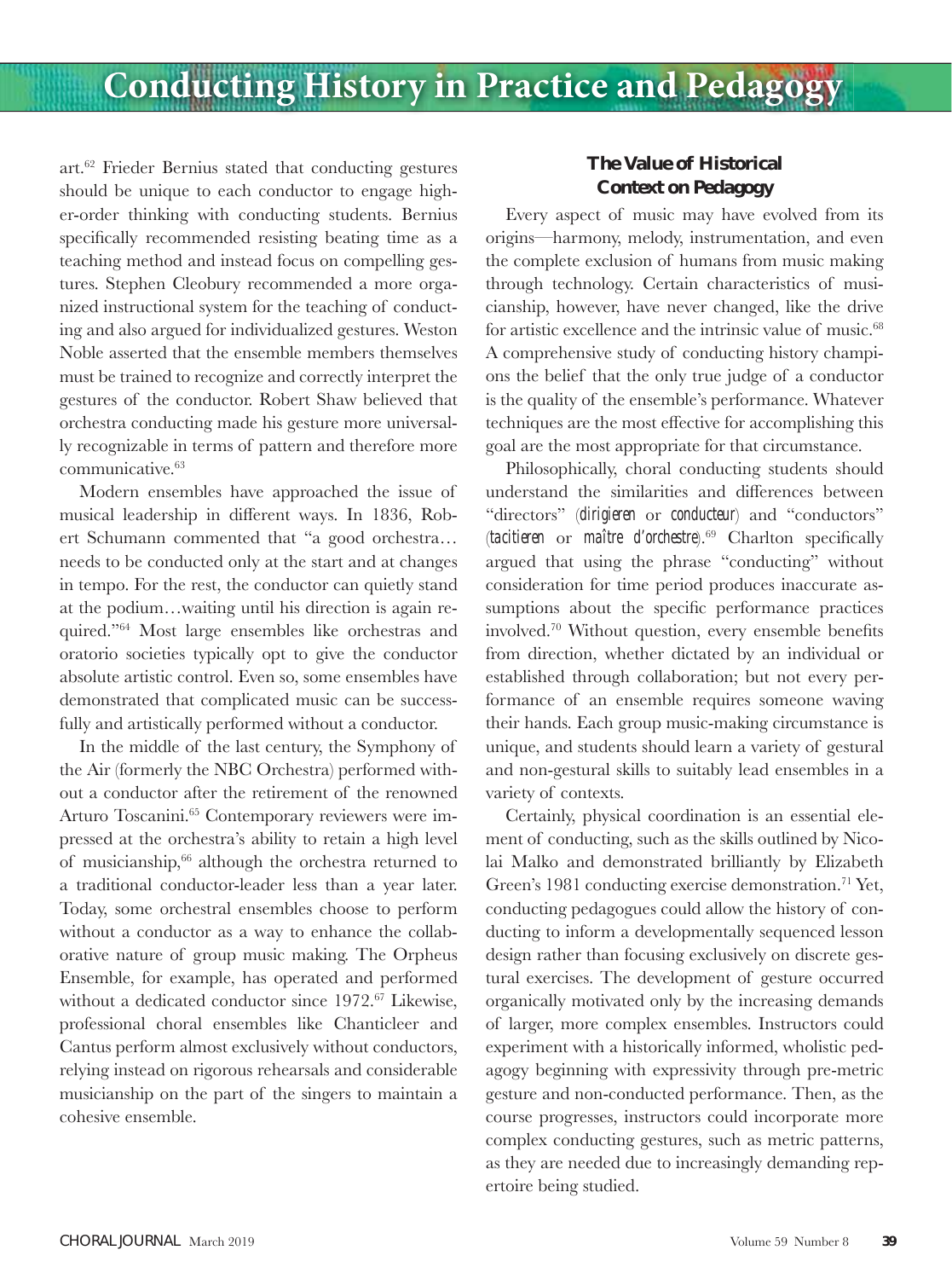art.[62] Frieder Bernius stated that conducting gestures should be unique to each conductor to engage higher-order thinking with conducting students. Bernius specifically recommended resisting beating time as a teaching method and instead focus on compelling gestures. Stephen Cleobury recommended a more organized instructional system for the teaching of conducting and also argued for individualized gestures. Weston Noble asserted that the ensemble members themselves must be trained to recognize and correctly interpret the gestures of the conductor. Robert Shaw believed that orchestra conducting made his gesture more universally recognizable in terms of pattern and therefore more communicative.[63]

Modern ensembles have approached the issue of musical leadership in different ways. In 1836, Robert Schumann commented that "a good orchestra… needs to be conducted only at the start and at changes in tempo. For the rest, the conductor can quietly stand at the podium…waiting until his direction is again required."[64] Most large ensembles like orchestras and oratorio societies typically opt to give the conductor absolute artistic control. Even so, some ensembles have demonstrated that complicated music can be successfully and artistically performed without a conductor.

In the middle of the last century, the Symphony of the Air (formerly the NBC Orchestra) performed without a conductor after the retirement of the renowned Arturo Toscanini.[65] Contemporary reviewers were impressed at the orchestra's ability to retain a high level of musicianship,[66] although the orchestra returned to a traditional conductor-leader less than a year later. Today, some orchestral ensembles choose to perform without a conductor as a way to enhance the collaborative nature of group music making. The Orpheus Ensemble, for example, has operated and performed without a dedicated conductor since 1972.[67] Likewise, professional choral ensembles like Chanticleer and Cantus perform almost exclusively without conductors, relying instead on rigorous rehearsals and considerable musicianship on the part of the singers to maintain a cohesive ensemble.

## The Value of Historical Context on Pedagogy

Every aspect of music may have evolved from its origins—harmony, melody, instrumentation, and even the complete exclusion of humans from music making through technology. Certain characteristics of musicianship, however, have never changed, like the drive for artistic excellence and the intrinsic value of music.[68] A comprehensive study of conducting history champions the belief that the only true judge of a conductor is the quality of the ensemble's performance. Whatever techniques are the most effective for accomplishing this goal are the most appropriate for that circumstance.

Philosophically, choral conducting students should understand the similarities and differences between "directors" (*dirigieren* or *conducteur*) and "conductors" (*tacitieren* or *maître d'orchestre*).[69] Charlton specifically argued that using the phrase "conducting" without consideration for time period produces inaccurate assumptions about the specific performance practices involved.[70] Without question, every ensemble benefits from direction, whether dictated by an individual or established through collaboration; but not every performance of an ensemble requires someone waving their hands. Each group music-making circumstance is unique, and students should learn a variety of gestural and non-gestural skills to suitably lead ensembles in a variety of contexts.

Certainly, physical coordination is an essential element of conducting, such as the skills outlined by Nicolai Malko and demonstrated brilliantly by Elizabeth Green's 1981 conducting exercise demonstration.[71] Yet, conducting pedagogues could allow the history of conducting to inform a developmentally sequenced lesson design rather than focusing exclusively on discrete gestural exercises. The development of gesture occurred organically motivated only by the increasing demands of larger, more complex ensembles. Instructors could experiment with a historically informed, wholistic pedagogy beginning with expressivity through pre-metric gesture and non-conducted performance. Then, as the course progresses, instructors could incorporate more complex conducting gestures, such as metric patterns, as they are needed due to increasingly demanding repertoire being studied.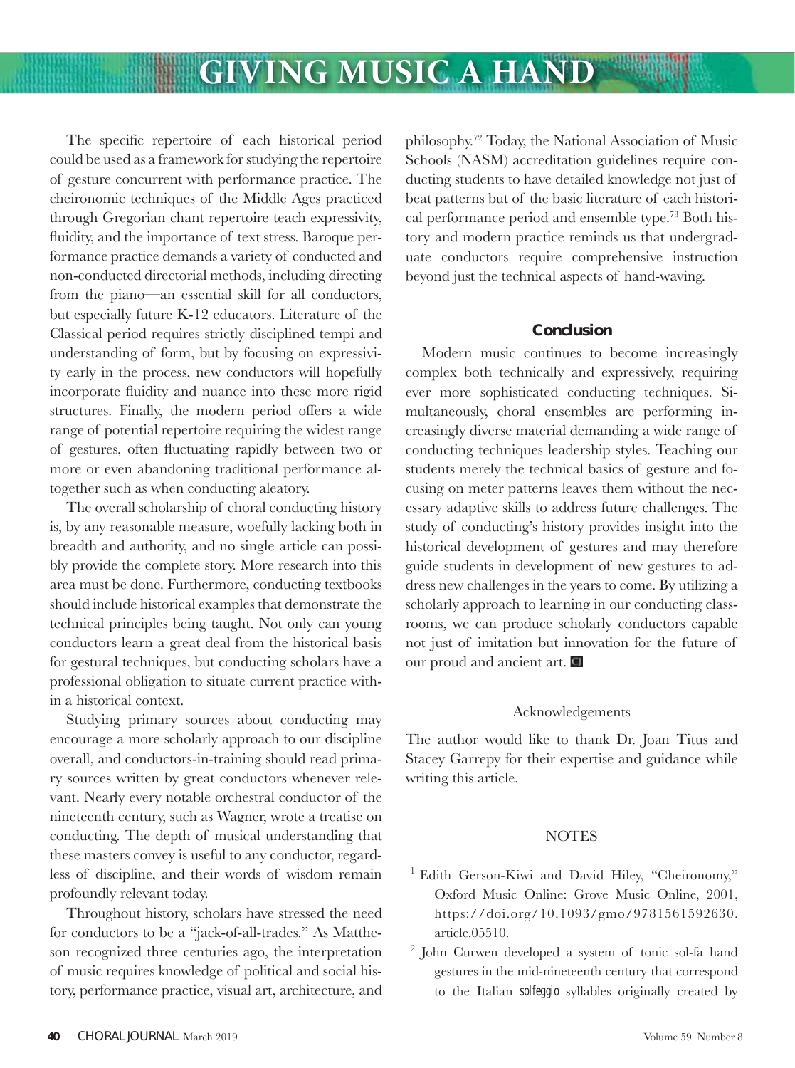The specific repertoire of each historical period could be used as a framework for studying the repertoire of gesture concurrent with performance practice. The cheironomic techniques of the Middle Ages practiced through Gregorian chant repertoire teach expressivity, fluidity, and the importance of text stress. Baroque performance practice demands a variety of conducted and non-conducted directorial methods, including directing from the piano—an essential skill for all conductors, but especially future K-12 educators. Literature of the Classical period requires strictly disciplined tempi and understanding of form, but by focusing on expressivity early in the process, new conductors will hopefully incorporate fluidity and nuance into these more rigid structures. Finally, the modern period offers a wide range of potential repertoire requiring the widest range of gestures, often fluctuating rapidly between two or more or even abandoning traditional performance altogether such as when conducting aleatory.

The overall scholarship of choral conducting history is, by any reasonable measure, woefully lacking both in breadth and authority, and no single article can possibly provide the complete story. More research into this area must be done. Furthermore, conducting textbooks should include historical examples that demonstrate the technical principles being taught. Not only can young conductors learn a great deal from the historical basis for gestural techniques, but conducting scholars have a professional obligation to situate current practice within a historical context.

Studying primary sources about conducting may encourage a more scholarly approach to our discipline overall, and conductors-in-training should read primary sources written by great conductors whenever relevant. Nearly every notable orchestral conductor of the nineteenth century, such as Wagner, wrote a treatise on conducting. The depth of musical understanding that these masters convey is useful to any conductor, regardless of discipline, and their words of wisdom remain profoundly relevant today.

Throughout history, scholars have stressed the need for conductors to be a "jack-of-all-trades." As Mattheson recognized three centuries ago, the interpretation of music requires knowledge of political and social history, performance practice, visual art, architecture, and philosophy.[72] Today, the National Association of Music Schools (NASM) accreditation guidelines require conducting students to have detailed knowledge not just of beat patterns but of the basic literature of each historical performance period and ensemble type.[73] Both history and modern practice reminds us that undergraduate conductors require comprehensive instruction beyond just the technical aspects of hand-waving.

## Conclusion

Modern music continues to become increasingly complex both technically and expressively, requiring ever more sophisticated conducting techniques. Simultaneously, choral ensembles are performing increasingly diverse material demanding a wide range of conducting techniques leadership styles. Teaching our students merely the technical basics of gesture and focusing on meter patterns leaves them without the necessary adaptive skills to address future challenges. The study of conducting's history provides insight into the historical development of gestures and may therefore guide students in development of new gestures to address new challenges in the years to come. By utilizing a scholarly approach to learning in our conducting classrooms, we can produce scholarly conductors capable not just of imitation but innovation for the future of our proud and ancient art.

### Acknowledgements

The author would like to thank Dr. Joan Titus and Stacey Garrepy for their expertise and guidance while writing this article.

### NOTES

[1] Edith Gerson-Kiwi and David Hiley, "Cheironomy," Oxford Music Online: Grove Music Online, 2001, https://doi.org/10.1093/gmo/9781561592630.article.05510.

[2] John Curwen developed a system of tonic sol-fa hand gestures in the mid-nineteenth century that correspond to the Italian *solfeggio* syllables originally created by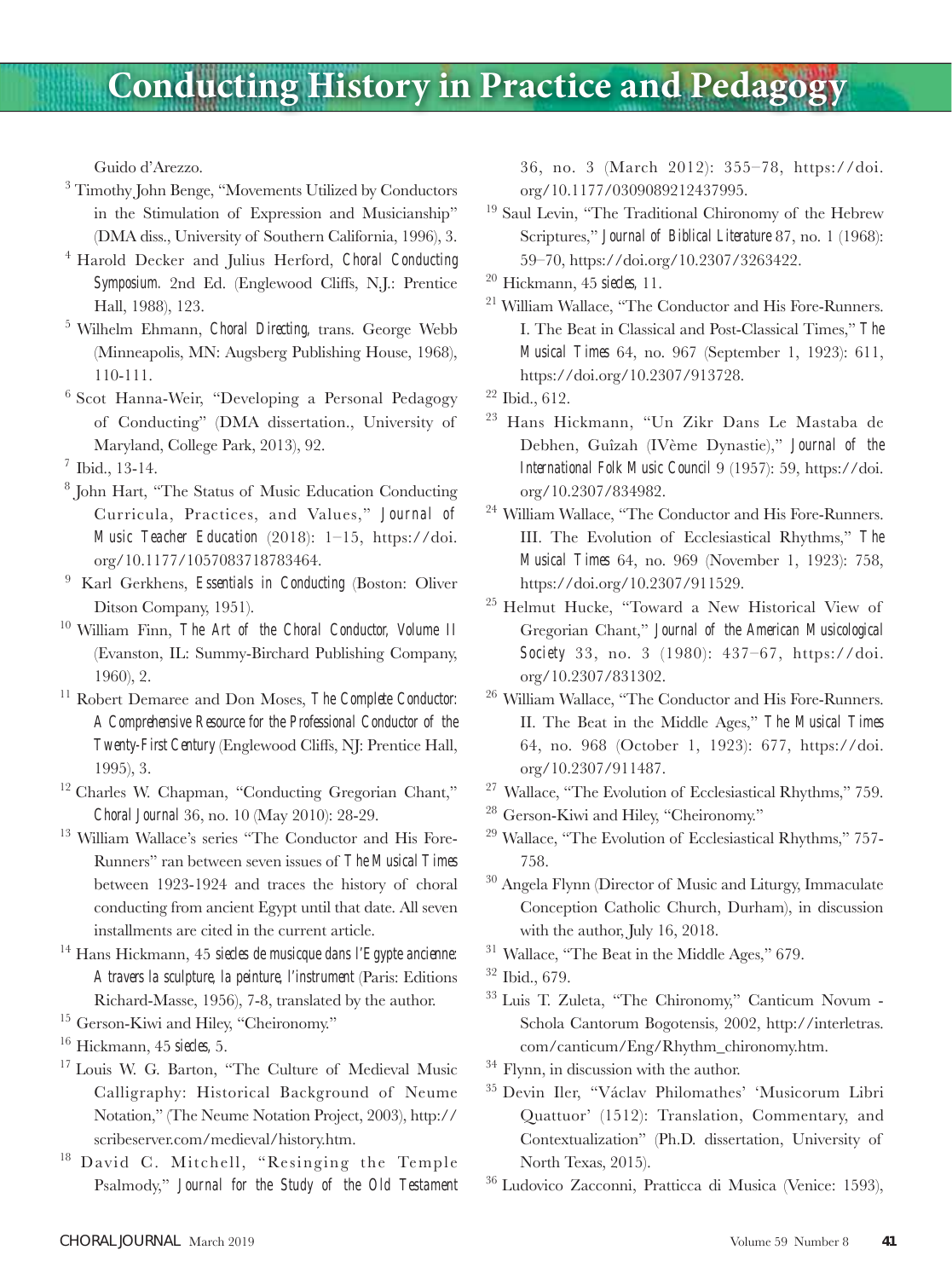Guido d'Arezzo.

[3] Timothy John Benge, "Movements Utilized by Conductors in the Stimulation of Expression and Musicianship" (DMA diss., University of Southern California, 1996), 3.

[4] Harold Decker and Julius Herford, *Choral Conducting Symposium*. 2nd Ed. (Englewood Cliffs, N.J.: Prentice Hall, 1988), 123.

[5] Wilhelm Ehmann, *Choral Directing*, trans. George Webb (Minneapolis, MN: Augsberg Publishing House, 1968), 110-111.

[6] Scot Hanna-Weir, "Developing a Personal Pedagogy of Conducting" (DMA dissertation., University of Maryland, College Park, 2013), 92.

[7] Ibid., 13-14.

[8] John Hart, "The Status of Music Education Conducting Curricula, Practices, and Values," *Journal of Music Teacher Education* (2018): 1–15, https://doi.org/10.1177/1057083718783464.

[9] Karl Gerkhens, *Essentials in Conducting* (Boston: Oliver Ditson Company, 1951).

[10] William Finn, *The Art of the Choral Conductor, Volume II* (Evanston, IL: Summy-Birchard Publishing Company, 1960), 2.

[11] Robert Demaree and Don Moses, *The Complete Conductor: A Comprehensive Resource for the Professional Conductor of the Twenty-First Century* (Englewood Cliffs, NJ: Prentice Hall, 1995), 3.

[12] Charles W. Chapman, "Conducting Gregorian Chant," *Choral Journal* 36, no. 10 (May 2010): 28-29.

[13] William Wallace's series "The Conductor and His Fore-Runners" ran between seven issues of *The Musical Times* between 1923-1924 and traces the history of choral conducting from ancient Egypt until that date. All seven installments are cited in the current article.

[14] Hans Hickmann, 45 *siecles de musicque dans l'Egypte ancienne: A travers la sculpture, la peinture, l'instrument* (Paris: Editions Richard-Masse, 1956), 7-8, translated by the author.

[15] Gerson-Kiwi and Hiley, "Cheironomy."

[16] Hickmann, 45 *siecles*, 5.

[17] Louis W. G. Barton, "The Culture of Medieval Music Calligraphy: Historical Background of Neume Notation," (The Neume Notation Project, 2003), http://scribeserver.com/medieval/history.htm.

[18] David C. Mitchell, "Resinging the Temple Psalmody," *Journal for the Study of the Old Testament* 36, no. 3 (March 2012): 355–78, https://doi.org/10.1177/0309089212437995.

[19] Saul Levin, "The Traditional Chironomy of the Hebrew Scriptures," *Journal of Biblical Literature* 87, no. 1 (1968): 59–70, https://doi.org/10.2307/3263422.

[20] Hickmann, 45 *siecles*, 11.

[21] William Wallace, "The Conductor and His Fore-Runners. I. The Beat in Classical and Post-Classical Times," *The Musical Times* 64, no. 967 (September 1, 1923): 611, https://doi.org/10.2307/913728.

[22] Ibid., 612.

[23] Hans Hickmann, "Un Zikr Dans Le Mastaba de Debhen, Guîzah (IVème Dynastie)," *Journal of the International Folk Music Council* 9 (1957): 59, https://doi.org/10.2307/834982.

[24] William Wallace, "The Conductor and His Fore-Runners. III. The Evolution of Ecclesiastical Rhythms," *The Musical Times* 64, no. 969 (November 1, 1923): 758, https://doi.org/10.2307/911529.

[25] Helmut Hucke, "Toward a New Historical View of Gregorian Chant," *Journal of the American Musicological Society* 33, no. 3 (1980): 437–67, https://doi.org/10.2307/831302.

[26] William Wallace, "The Conductor and His Fore-Runners. II. The Beat in the Middle Ages," *The Musical Times* 64, no. 968 (October 1, 1923): 677, https://doi.org/10.2307/911487.

[27] Wallace, "The Evolution of Ecclesiastical Rhythms," 759.

[28] Gerson-Kiwi and Hiley, "Cheironomy."

[29] Wallace, "The Evolution of Ecclesiastical Rhythms," 757-758.

[30] Angela Flynn (Director of Music and Liturgy, Immaculate Conception Catholic Church, Durham), in discussion with the author, July 16, 2018.

[31] Wallace, "The Beat in the Middle Ages," 679.

[32] Ibid., 679.

[33] Luis T. Zuleta, "The Chironomy," Canticum Novum - Schola Cantorum Bogotensis, 2002, http://interletras.com/canticum/Eng/Rhythm_chironomy.htm.

[34] Flynn, in discussion with the author.

[35] Devin Iler, "Václav Philomathes' 'Musicorum Libri Quattuor' (1512): Translation, Commentary, and Contextualization" (Ph.D. dissertation, University of North Texas, 2015).

[36] Ludovico Zacconi, Pratticca di Musica (Venice: 1593),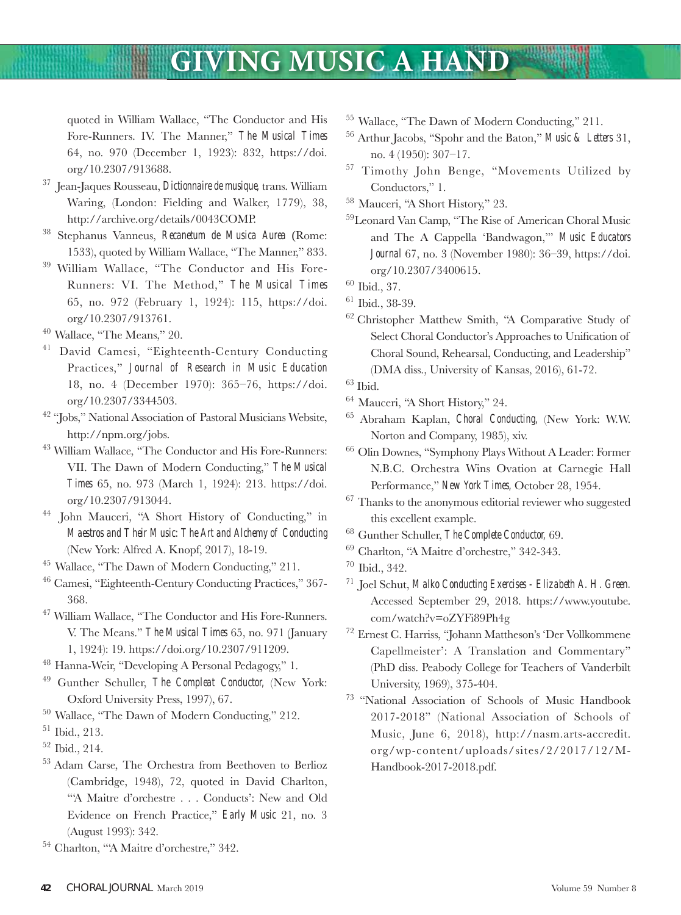quoted in William Wallace, "The Conductor and His Fore-Runners. IV. The Manner," *The Musical Times* 64, no. 970 (December 1, 1923): 832, https://doi.org/10.2307/913688.

[37] Jean-Jaques Rousseau, *Dictionnaire de musique*, trans. William Waring, (London: Fielding and Walker, 1779), 38, http://archive.org/details/0043COMP.

[38] Stephanus Vanneus, *Recanetum de Musica Aurea* (Rome: 1533), quoted by William Wallace, "The Manner," 833.

[39] William Wallace, "The Conductor and His Fore-Runners: VI. The Method," *The Musical Times* 65, no. 972 (February 1, 1924): 115, https://doi.org/10.2307/913761.

[40] Wallace, "The Means," 20.

[41] David Camesi, "Eighteenth-Century Conducting Practices," *Journal of Research in Music Education* 18, no. 4 (December 1970): 365–76, https://doi.org/10.2307/3344503.

[42] "Jobs," National Association of Pastoral Musicians Website, http://npm.org/jobs.

[43] William Wallace, "The Conductor and His Fore-Runners: VII. The Dawn of Modern Conducting," *The Musical Times* 65, no. 973 (March 1, 1924): 213. https://doi.org/10.2307/913044.

[44] John Mauceri, "A Short History of Conducting," in *Maestros and Their Music: The Art and Alchemy of Conducting* (New York: Alfred A. Knopf, 2017), 18-19.

[45] Wallace, "The Dawn of Modern Conducting," 211.

[46] Camesi, "Eighteenth-Century Conducting Practices," 367-368.

[47] William Wallace, "The Conductor and His Fore-Runners. V. The Means." *The Musical Times* 65, no. 971 (January 1, 1924): 19. https://doi.org/10.2307/911209.

[48] Hanna-Weir, "Developing A Personal Pedagogy," 1.

[49] Gunther Schuller, *The Compleat Conductor*, (New York: Oxford University Press, 1997), 67.

[50] Wallace, "The Dawn of Modern Conducting," 212.

[51] Ibid., 213.

[52] Ibid., 214.

[53] Adam Carse, The Orchestra from Beethoven to Berlioz (Cambridge, 1948), 72, quoted in David Charlton, "'A Maitre d'orchestre . . . Conducts': New and Old Evidence on French Practice," *Early Music* 21, no. 3 (August 1993): 342.

[54] Charlton, "'A Maitre d'orchestre," 342.

[55] Wallace, "The Dawn of Modern Conducting," 211.

[56] Arthur Jacobs, "Spohr and the Baton," *Music & Letters* 31, no. 4 (1950): 307–17.

[57] Timothy John Benge, "Movements Utilized by Conductors," 1.

[58] Mauceri, "A Short History," 23.

[59] Leonard Van Camp, "The Rise of American Choral Music and The A Cappella 'Bandwagon,'" *Music Educators Journal* 67, no. 3 (November 1980): 36–39, https://doi.org/10.2307/3400615.

[60] Ibid., 37.

[61] Ibid., 38-39.

[62] Christopher Matthew Smith, "A Comparative Study of Select Choral Conductor's Approaches to Unification of Choral Sound, Rehearsal, Conducting, and Leadership" (DMA diss., University of Kansas, 2016), 61-72.

[63] Ibid.

[64] Mauceri, "A Short History," 24.

[65] Abraham Kaplan, *Choral Conducting*, (New York: W.W. Norton and Company, 1985), xiv.

[66] Olin Downes, "Symphony Plays Without A Leader: Former N.B.C. Orchestra Wins Ovation at Carnegie Hall Performance," *New York Times*, October 28, 1954.

[67] Thanks to the anonymous editorial reviewer who suggested this excellent example.

[68] Gunther Schuller, *The Complete Conductor*, 69.

[69] Charlton, "A Maitre d'orchestre," 342-343.

[70] Ibid., 342.

[71] Joel Schut, *Malko Conducting Exercises - Elizabeth A. H. Green.* Accessed September 29, 2018. https://www.youtube.com/watch?v=oZYFi89Ph4g

[72] Ernest C. Harriss, "Johann Mattheson's 'Der Vollkommene Capellmeister': A Translation and Commentary" (PhD diss. Peabody College for Teachers of Vanderbilt University, 1969), 375-404.

[73] "National Association of Schools of Music Handbook 2017-2018" (National Association of Schools of Music, June 6, 2018), http://nasm.arts-accredit.org/wp-content/uploads/sites/2/2017/12/M-Handbook-2017-2018.pdf.